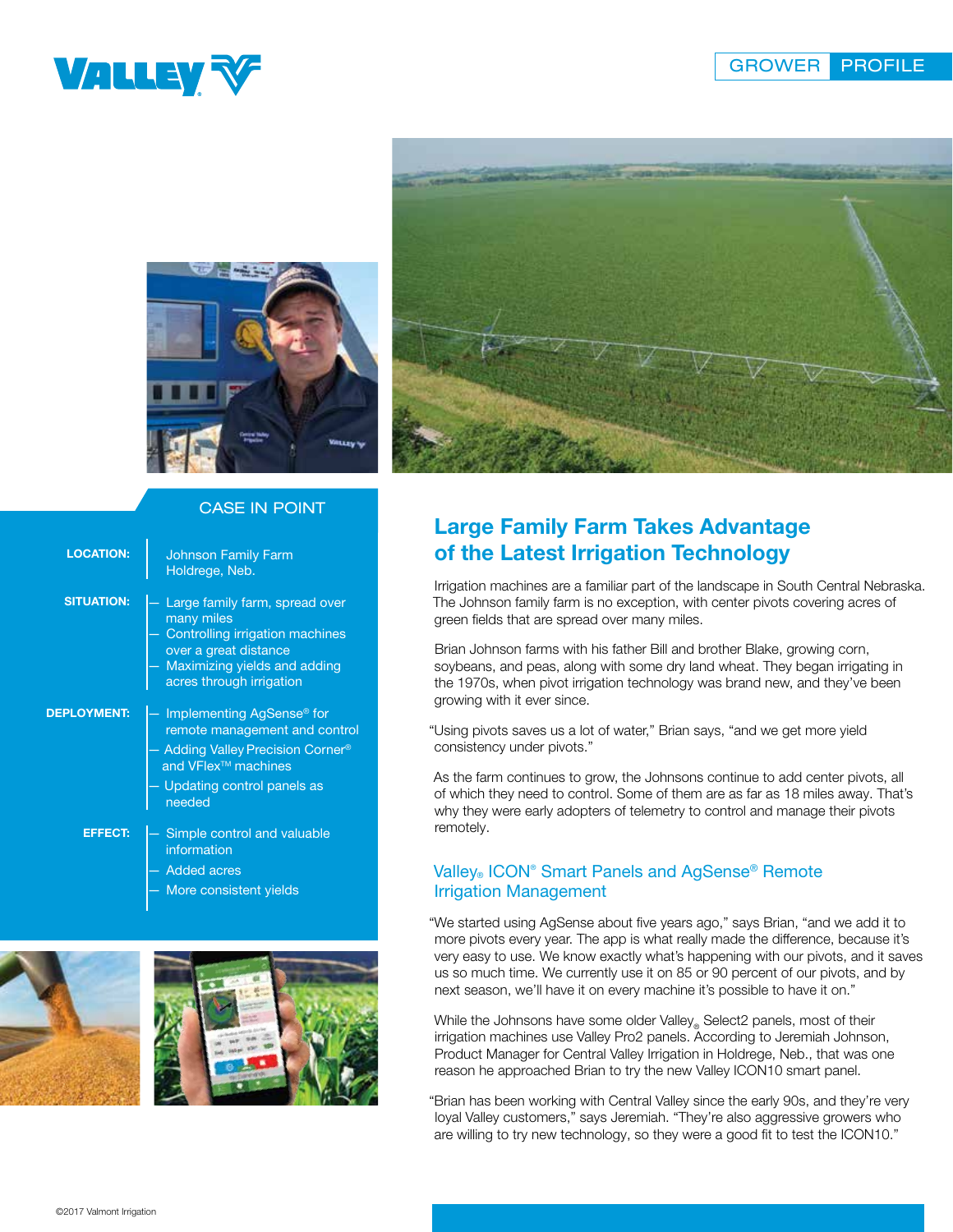GROWER PROFILE

## CASE IN POINT

**LOCATION:**
Johnson Family Farm
Holdrege, Neb.

**SITUATION:**
- Large family farm, spread over many miles
- Controlling irrigation machines over a great distance
- Maximizing yields and adding acres through irrigation

**DEPLOYMENT:**
- Implementing AgSense® for remote management and control
- Adding Valley Precision Corner® and VFlex™ machines
- Updating control panels as needed

**EFFECT:**
- Simple control and valuable information
- Added acres
- More consistent yields

# Large Family Farm Takes Advantage of the Latest Irrigation Technology

Irrigation machines are a familiar part of the landscape in South Central Nebraska. The Johnson family farm is no exception, with center pivots covering acres of green fields that are spread over many miles.

Brian Johnson farms with his father Bill and brother Blake, growing corn, soybeans, and peas, along with some dry land wheat. They began irrigating in the 1970s, when pivot irrigation technology was brand new, and they've been growing with it ever since.

"Using pivots saves us a lot of water," Brian says, "and we get more yield consistency under pivots."

As the farm continues to grow, the Johnsons continue to add center pivots, all of which they need to control. Some of them are as far as 18 miles away. That's why they were early adopters of telemetry to control and manage their pivots remotely.

## Valley® ICON® Smart Panels and AgSense® Remote Irrigation Management

"We started using AgSense about five years ago," says Brian, "and we add it to more pivots every year. The app is what really made the difference, because it's very easy to use. We know exactly what's happening with our pivots, and it saves us so much time. We currently use it on 85 or 90 percent of our pivots, and by next season, we'll have it on every machine it's possible to have it on."

While the Johnsons have some older Valley® Select2 panels, most of their irrigation machines use Valley Pro2 panels. According to Jeremiah Johnson, Product Manager for Central Valley Irrigation in Holdrege, Neb., that was one reason he approached Brian to try the new Valley ICON10 smart panel.

"Brian has been working with Central Valley since the early 90s, and they're very loyal Valley customers," says Jeremiah. "They're also aggressive growers who are willing to try new technology, so they were a good fit to test the ICON10."

©2017 Valmont Irrigation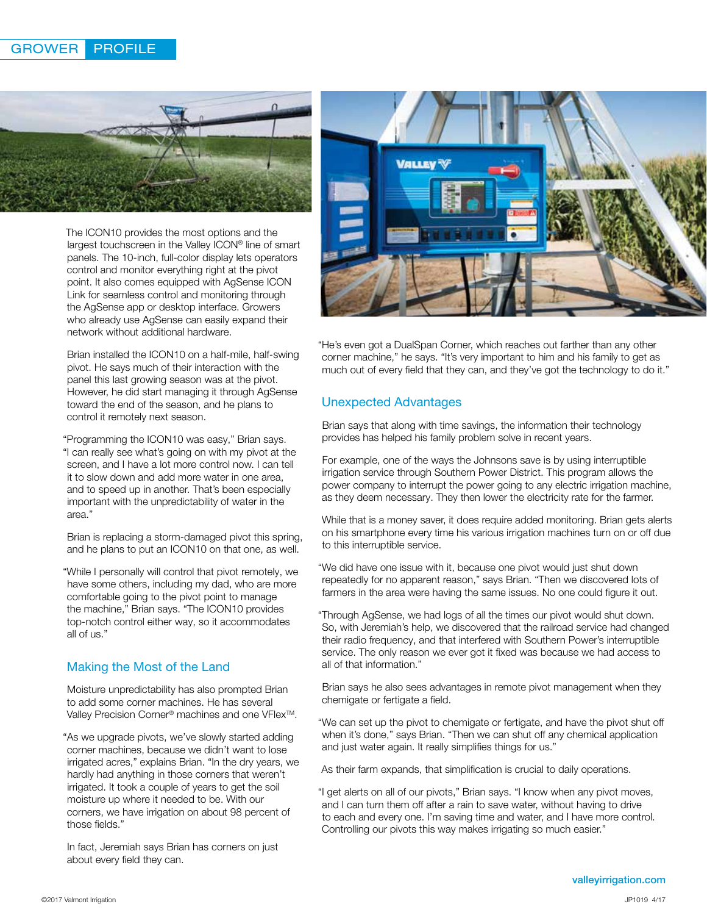GROWER PROFILE

The ICON10 provides the most options and the largest touchscreen in the Valley ICON® line of smart panels. The 10-inch, full-color display lets operators control and monitor everything right at the pivot point. It also comes equipped with AgSense ICON Link for seamless control and monitoring through the AgSense app or desktop interface. Growers who already use AgSense can easily expand their network without additional hardware.

Brian installed the ICON10 on a half-mile, half-swing pivot. He says much of their interaction with the panel this last growing season was at the pivot. However, he did start managing it through AgSense toward the end of the season, and he plans to control it remotely next season.

"Programming the ICON10 was easy," Brian says. "I can really see what's going on with my pivot at the screen, and I have a lot more control now. I can tell it to slow down and add more water in one area, and to speed up in another. That's been especially important with the unpredictability of water in the area."

Brian is replacing a storm-damaged pivot this spring, and he plans to put an ICON10 on that one, as well.

"While I personally will control that pivot remotely, we have some others, including my dad, who are more comfortable going to the pivot point to manage the machine," Brian says. "The ICON10 provides top-notch control either way, so it accommodates all of us."

## Making the Most of the Land

Moisture unpredictability has also prompted Brian to add some corner machines. He has several Valley Precision Corner® machines and one VFlex™.

"As we upgrade pivots, we've slowly started adding corner machines, because we didn't want to lose irrigated acres," explains Brian. "In the dry years, we hardly had anything in those corners that weren't irrigated. It took a couple of years to get the soil moisture up where it needed to be. With our corners, we have irrigation on about 98 percent of those fields."

In fact, Jeremiah says Brian has corners on just about every field they can.

"He's even got a DualSpan Corner, which reaches out farther than any other corner machine," he says. "It's very important to him and his family to get as much out of every field that they can, and they've got the technology to do it."

## Unexpected Advantages

Brian says that along with time savings, the information their technology provides has helped his family problem solve in recent years.

For example, one of the ways the Johnsons save is by using interruptible irrigation service through Southern Power District. This program allows the power company to interrupt the power going to any electric irrigation machine, as they deem necessary. They then lower the electricity rate for the farmer.

While that is a money saver, it does require added monitoring. Brian gets alerts on his smartphone every time his various irrigation machines turn on or off due to this interruptible service.

"We did have one issue with it, because one pivot would just shut down repeatedly for no apparent reason," says Brian. "Then we discovered lots of farmers in the area were having the same issues. No one could figure it out.

"Through AgSense, we had logs of all the times our pivot would shut down. So, with Jeremiah's help, we discovered that the railroad service had changed their radio frequency, and that interfered with Southern Power's interruptible service. The only reason we ever got it fixed was because we had access to all of that information."

Brian says he also sees advantages in remote pivot management when they chemigate or fertigate a field.

"We can set up the pivot to chemigate or fertigate, and have the pivot shut off when it's done," says Brian. "Then we can shut off any chemical application and just water again. It really simplifies things for us."

As their farm expands, that simplification is crucial to daily operations.

"I get alerts on all of our pivots," Brian says. "I know when any pivot moves, and I can turn them off after a rain to save water, without having to drive to each and every one. I'm saving time and water, and I have more control. Controlling our pivots this way makes irrigating so much easier."

valleyirrigation.com

©2017 Valmont Irrigation

JP1019 4/17